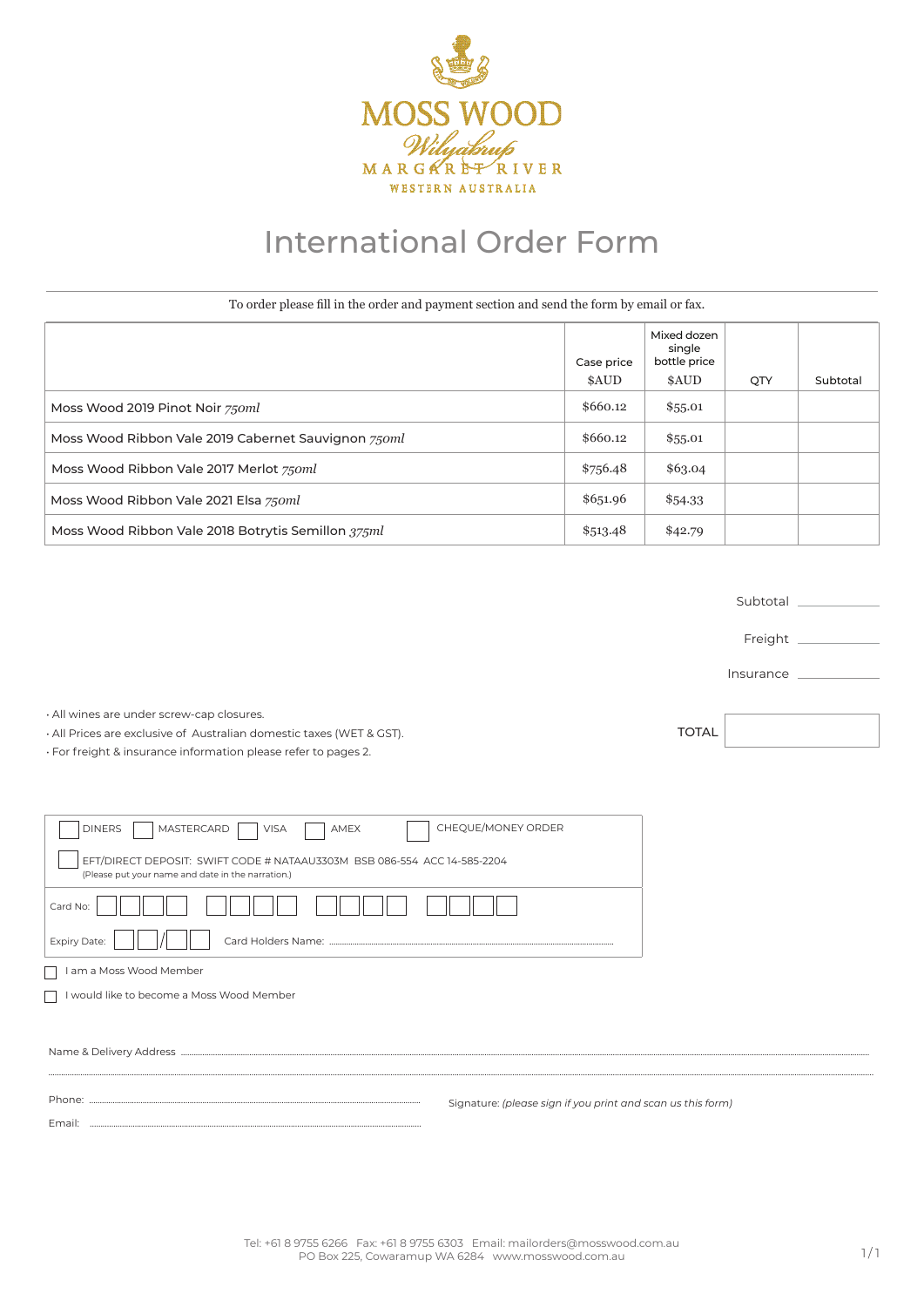MOSS WOOD

Wilyabrup

MARGARET RIVER

WESTERN AUSTRALIA

# International Order Form

To order please fill in the order and payment section and send the form by email or fax.

| | Case price $AUD | Mixed dozen single bottle price $AUD | QTY | Subtotal |
|---|---|---|---|---|
| Moss Wood 2019 Pinot Noir *750ml* | $660.12 | $55.01 | | |
| Moss Wood Ribbon Vale 2019 Cabernet Sauvignon *750ml* | $660.12 | $55.01 | | |
| Moss Wood Ribbon Vale 2017 Merlot *750ml* | $756.48 | $63.04 | | |
| Moss Wood Ribbon Vale 2021 Elsa *750ml* | $651.96 | $54.33 | | |
| Moss Wood Ribbon Vale 2018 Botrytis Semillon *375ml* | $513.48 | $42.79 | | |

Subtotal ____________

Freight ____________

Insurance ____________

TOTAL

- All wines are under screw-cap closures.
- All Prices are exclusive of Australian domestic taxes (WET & GST).
- For freight & insurance information please refer to pages 2.

☐ DINERS ☐ MASTERCARD ☐ VISA ☐ AMEX ☐ CHEQUE/MONEY ORDER

☐ EFT/DIRECT DEPOSIT: SWIFT CODE # NATAAU3303M BSB 086-554 ACC 14-585-2204
(Please put your name and date in the narration.)

Card No: ☐☐☐☐ ☐☐☐☐ ☐☐☐☐ ☐☐☐☐

Expiry Date: ☐☐/☐☐ Card Holders Name: ..............................

☐ I am a Moss Wood Member

☐ I would like to become a Moss Wood Member

Name & Delivery Address ..............................

..............................

Phone: ..............................

Signature: *(please sign if you print and scan us this form)*

Email: ..............................

Tel: +61 8 9755 6266 Fax: +61 8 9755 6303 Email: mailorders@mosswood.com.au
PO Box 225, Cowaramup WA 6284 www.mosswood.com.au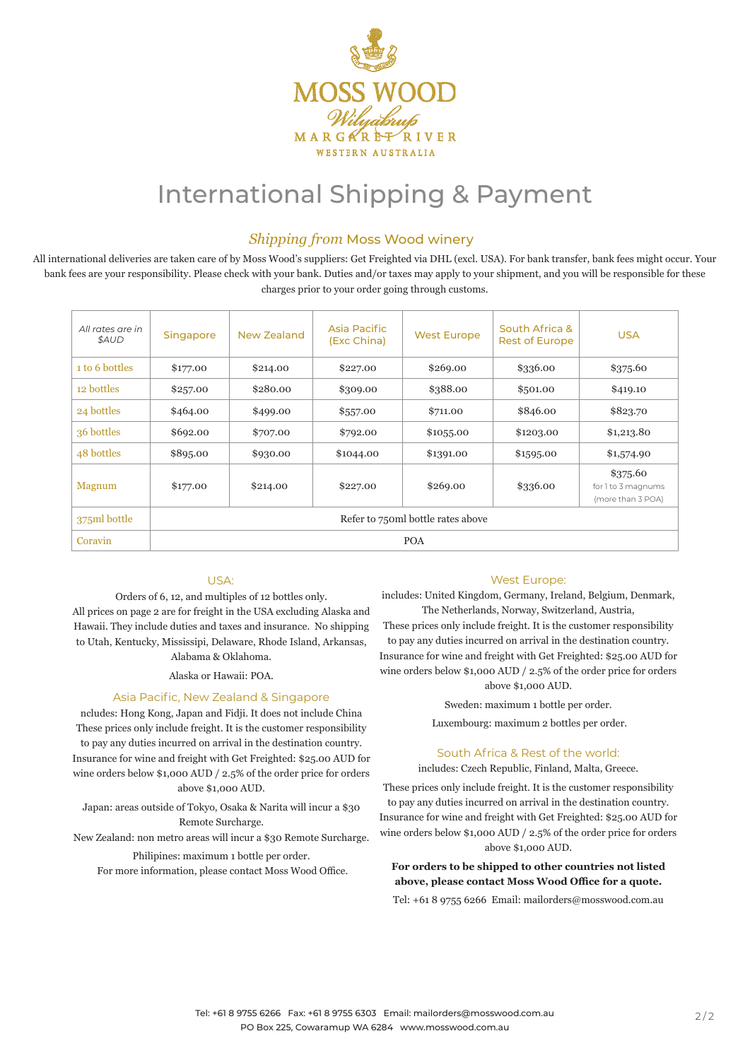MOSS WOOD

Wilyabrup

MARGARET RIVER

WESTERN AUSTRALIA

# International Shipping & Payment

## *Shipping from* Moss Wood winery

All international deliveries are taken care of by Moss Wood's suppliers: Get Freighted via DHL (excl. USA). For bank transfer, bank fees might occur. Your bank fees are your responsibility. Please check with your bank. Duties and/or taxes may apply to your shipment, and you will be responsible for these charges prior to your order going through customs.

| *All rates are in $AUD* | Singapore | New Zealand | Asia Pacific (Exc China) | West Europe | South Africa & Rest of Europe | USA |
|---|---|---|---|---|---|---|
| 1 to 6 bottles | $177.00 | $214.00 | $227.00 | $269.00 | $336.00 | $375.60 |
| 12 bottles | $257.00 | $280.00 | $309.00 | $388.00 | $501.00 | $419.10 |
| 24 bottles | $464.00 | $499.00 | $557.00 | $711.00 | $846.00 | $823.70 |
| 36 bottles | $692.00 | $707.00 | $792.00 | $1055.00 | $1203.00 | $1,213.80 |
| 48 bottles | $895.00 | $930.00 | $1044.00 | $1391.00 | $1595.00 | $1,574.90 |
| Magnum | $177.00 | $214.00 | $227.00 | $269.00 | $336.00 | $375.60 for 1 to 3 magnums (more than 3 POA) |
| 375ml bottle | Refer to 750ml bottle rates above | | | | | |
| Coravin | POA | | | | | |

### USA:

Orders of 6, 12, and multiples of 12 bottles only.
All prices on page 2 are for freight in the USA excluding Alaska and Hawaii. They include duties and taxes and insurance. No shipping to Utah, Kentucky, Mississipi, Delaware, Rhode Island, Arkansas, Alabama & Oklahoma.

Alaska or Hawaii: POA.

### Asia Pacific, New Zealand & Singapore

ncludes: Hong Kong, Japan and Fidji. It does not include China
These prices only include freight. It is the customer responsibility to pay any duties incurred on arrival in the destination country.
Insurance for wine and freight with Get Freighted: $25.00 AUD for wine orders below $1,000 AUD / 2.5% of the order price for orders above $1,000 AUD.

Japan: areas outside of Tokyo, Osaka & Narita will incur a $30 Remote Surcharge.

New Zealand: non metro areas will incur a $30 Remote Surcharge.

Philipines: maximum 1 bottle per order.
For more information, please contact Moss Wood Office.

### West Europe:

includes: United Kingdom, Germany, Ireland, Belgium, Denmark, The Netherlands, Norway, Switzerland, Austria,
These prices only include freight. It is the customer responsibility to pay any duties incurred on arrival in the destination country.
Insurance for wine and freight with Get Freighted: $25.00 AUD for wine orders below $1,000 AUD / 2.5% of the order price for orders above $1,000 AUD.

Sweden: maximum 1 bottle per order.

Luxembourg: maximum 2 bottles per order.

### South Africa & Rest of the world:

includes: Czech Republic, Finland, Malta, Greece.

These prices only include freight. It is the customer responsibility to pay any duties incurred on arrival in the destination country.
Insurance for wine and freight with Get Freighted: $25.00 AUD for wine orders below $1,000 AUD / 2.5% of the order price for orders above $1,000 AUD.

**For orders to be shipped to other countries not listed above, please contact Moss Wood Office for a quote.**

Tel: +61 8 9755 6266 Email: mailorders@mosswood.com.au

Tel: +61 8 9755 6266 Fax: +61 8 9755 6303 Email: mailorders@mosswood.com.au
PO Box 225, Cowaramup WA 6284 www.mosswood.com.au